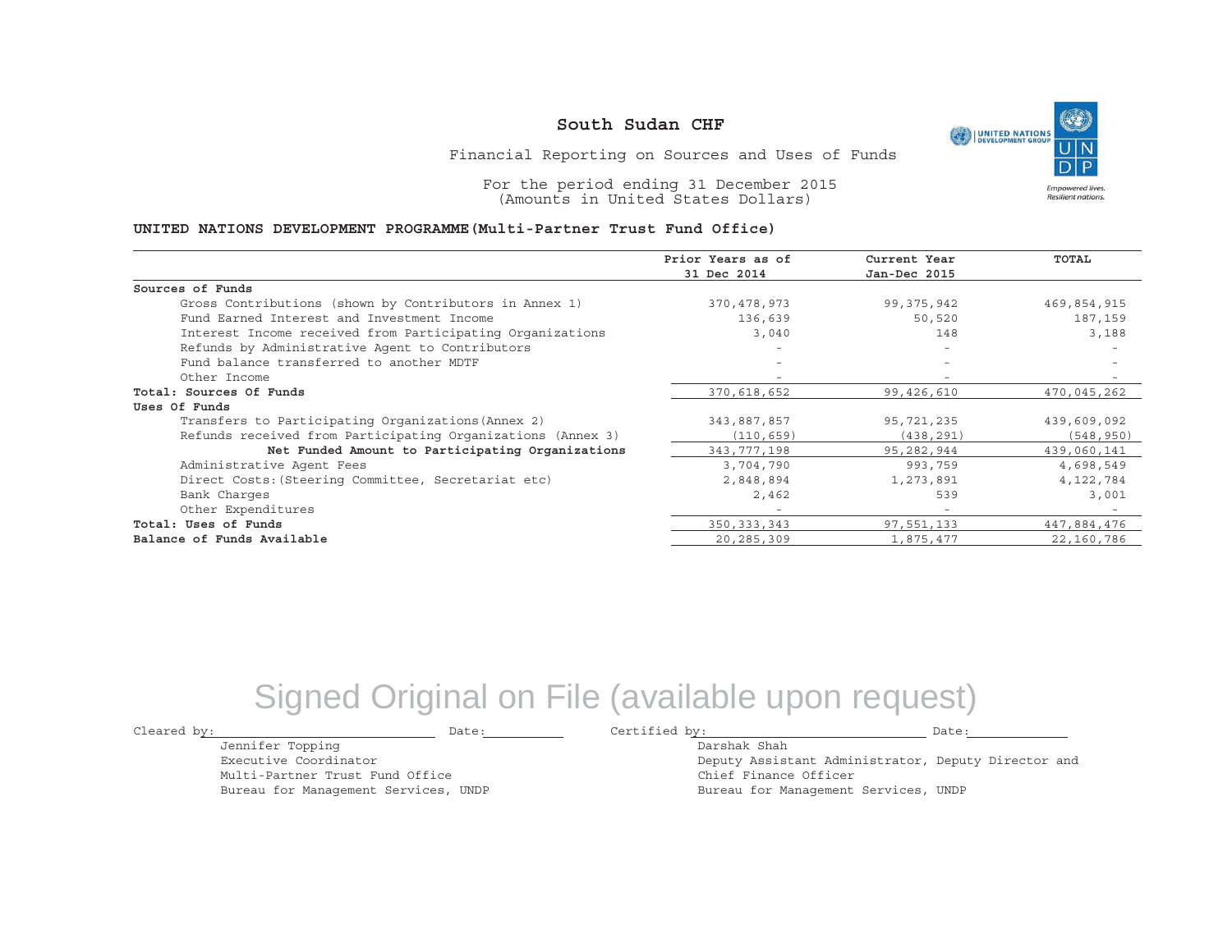# South Sudan CHF

Financial Reporting on Sources and Uses of Funds

For the period ending 31 December 2015
(Amounts in United States Dollars)

**UNITED NATIONS DEVELOPMENT PROGRAMME(Multi-Partner Trust Fund Office)**

| | Prior Years as of 31 Dec 2014 | Current Year Jan-Dec 2015 | TOTAL |
|---|---|---|---|
| **Sources of Funds** | | | |
| Gross Contributions (shown by Contributors in Annex 1) | 370,478,973 | 99,375,942 | 469,854,915 |
| Fund Earned Interest and Investment Income | 136,639 | 50,520 | 187,159 |
| Interest Income received from Participating Organizations | 3,040 | 148 | 3,188 |
| Refunds by Administrative Agent to Contributors | - | - | - |
| Fund balance transferred to another MDTF | - | - | - |
| Other Income | - | - | - |
| **Total: Sources Of Funds** | 370,618,652 | 99,426,610 | 470,045,262 |
| **Uses Of Funds** | | | |
| Transfers to Participating Organizations(Annex 2) | 343,887,857 | 95,721,235 | 439,609,092 |
| Refunds received from Participating Organizations (Annex 3) | (110,659) | (438,291) | (548,950) |
| **Net Funded Amount to Participating Organizations** | 343,777,198 | 95,282,944 | 439,060,141 |
| Administrative Agent Fees | 3,704,790 | 993,759 | 4,698,549 |
| Direct Costs:(Steering Committee, Secretariat etc) | 2,848,894 | 1,273,891 | 4,122,784 |
| Bank Charges | 2,462 | 539 | 3,001 |
| Other Expenditures | - | - | - |
| **Total: Uses of Funds** | 350,333,343 | 97,551,133 | 447,884,476 |
| **Balance of Funds Available** | 20,285,309 | 1,875,477 | 22,160,786 |

Signed Original on File (available upon request)

Cleared by: ______________________ Date: __________

Jennifer Topping
Executive Coordinator
Multi-Partner Trust Fund Office
Bureau for Management Services, UNDP

Certified by: ______________________ Date: __________

Darshak Shah
Deputy Assistant Administrator, Deputy Director and Chief Finance Officer
Bureau for Management Services, UNDP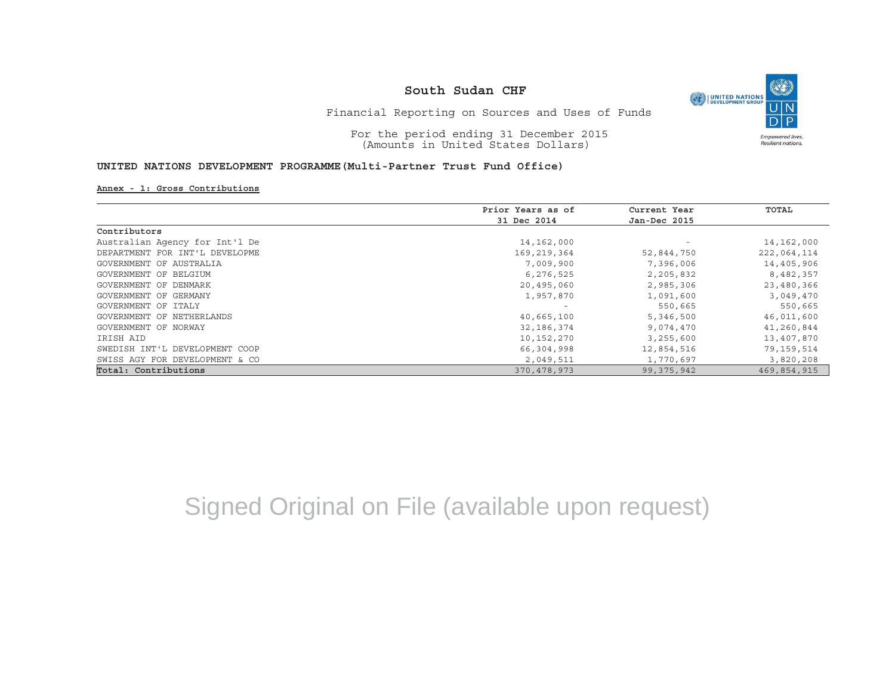# South Sudan CHF

Financial Reporting on Sources and Uses of Funds

For the period ending 31 December 2015
(Amounts in United States Dollars)

**UNITED NATIONS DEVELOPMENT PROGRAMME(Multi-Partner Trust Fund Office)**

**Annex - 1: Gross Contributions**

| | Prior Years as of 31 Dec 2014 | Current Year Jan-Dec 2015 | TOTAL |
|---|---|---|---|
| **Contributors** | | | |
| Australian Agency for Int'l De | 14,162,000 | - | 14,162,000 |
| DEPARTMENT FOR INT'L DEVELOPME | 169,219,364 | 52,844,750 | 222,064,114 |
| GOVERNMENT OF AUSTRALIA | 7,009,900 | 7,396,006 | 14,405,906 |
| GOVERNMENT OF BELGIUM | 6,276,525 | 2,205,832 | 8,482,357 |
| GOVERNMENT OF DENMARK | 20,495,060 | 2,985,306 | 23,480,366 |
| GOVERNMENT OF GERMANY | 1,957,870 | 1,091,600 | 3,049,470 |
| GOVERNMENT OF ITALY | - | 550,665 | 550,665 |
| GOVERNMENT OF NETHERLANDS | 40,665,100 | 5,346,500 | 46,011,600 |
| GOVERNMENT OF NORWAY | 32,186,374 | 9,074,470 | 41,260,844 |
| IRISH AID | 10,152,270 | 3,255,600 | 13,407,870 |
| SWEDISH INT'L DEVELOPMENT COOP | 66,304,998 | 12,854,516 | 79,159,514 |
| SWISS AGY FOR DEVELOPMENT & CO | 2,049,511 | 1,770,697 | 3,820,208 |
| **Total: Contributions** | 370,478,973 | 99,375,942 | 469,854,915 |

Signed Original on File (available upon request)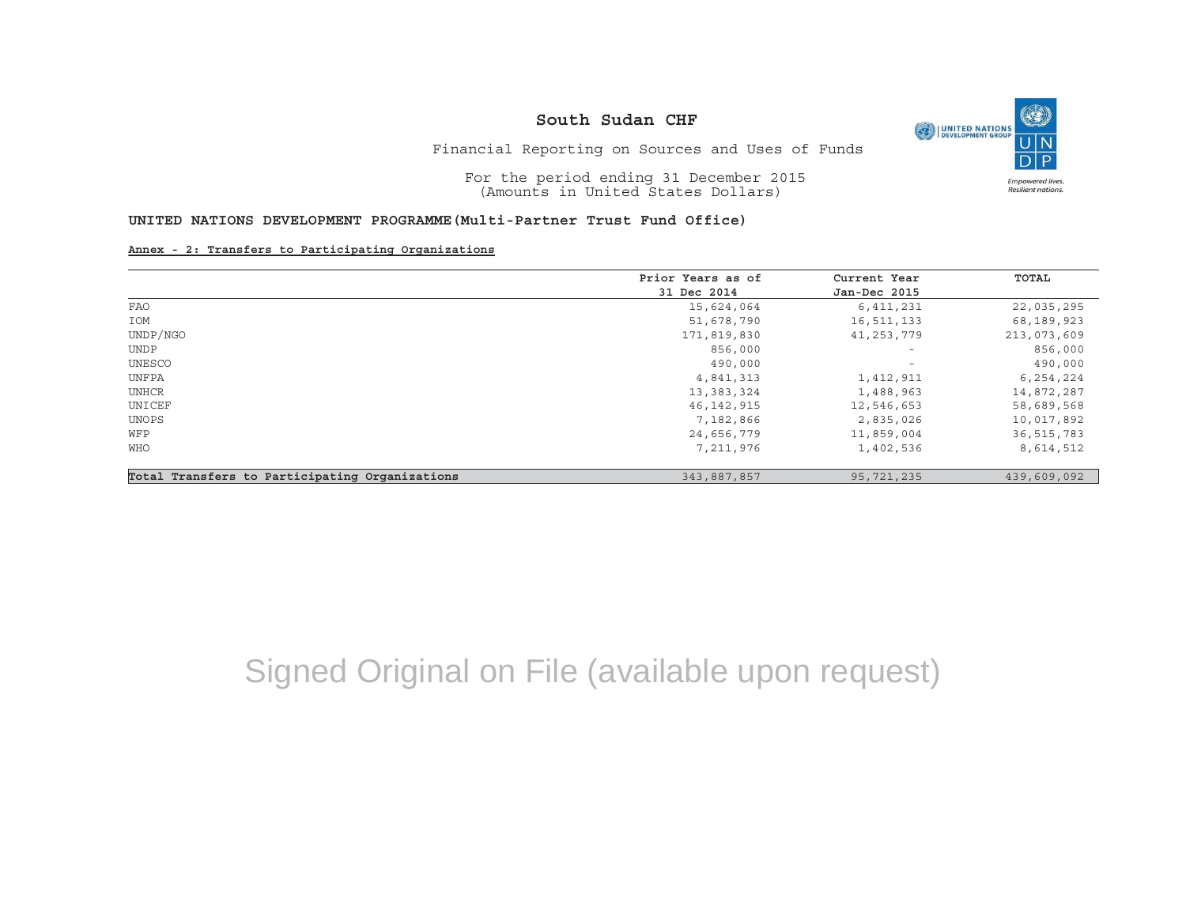# South Sudan CHF

Financial Reporting on Sources and Uses of Funds

For the period ending 31 December 2015
(Amounts in United States Dollars)

**UNITED NATIONS DEVELOPMENT PROGRAMME(Multi-Partner Trust Fund Office)**

**Annex - 2: Transfers to Participating Organizations**

| | Prior Years as of 31 Dec 2014 | Current Year Jan-Dec 2015 | TOTAL |
|---|---|---|---|
| FAO | 15,624,064 | 6,411,231 | 22,035,295 |
| IOM | 51,678,790 | 16,511,133 | 68,189,923 |
| UNDP/NGO | 171,819,830 | 41,253,779 | 213,073,609 |
| UNDP | 856,000 | - | 856,000 |
| UNESCO | 490,000 | - | 490,000 |
| UNFPA | 4,841,313 | 1,412,911 | 6,254,224 |
| UNHCR | 13,383,324 | 1,488,963 | 14,872,287 |
| UNICEF | 46,142,915 | 12,546,653 | 58,689,568 |
| UNOPS | 7,182,866 | 2,835,026 | 10,017,892 |
| WFP | 24,656,779 | 11,859,004 | 36,515,783 |
| WHO | 7,211,976 | 1,402,536 | 8,614,512 |
| **Total Transfers to Participating Organizations** | 343,887,857 | 95,721,235 | 439,609,092 |

Signed Original on File (available upon request)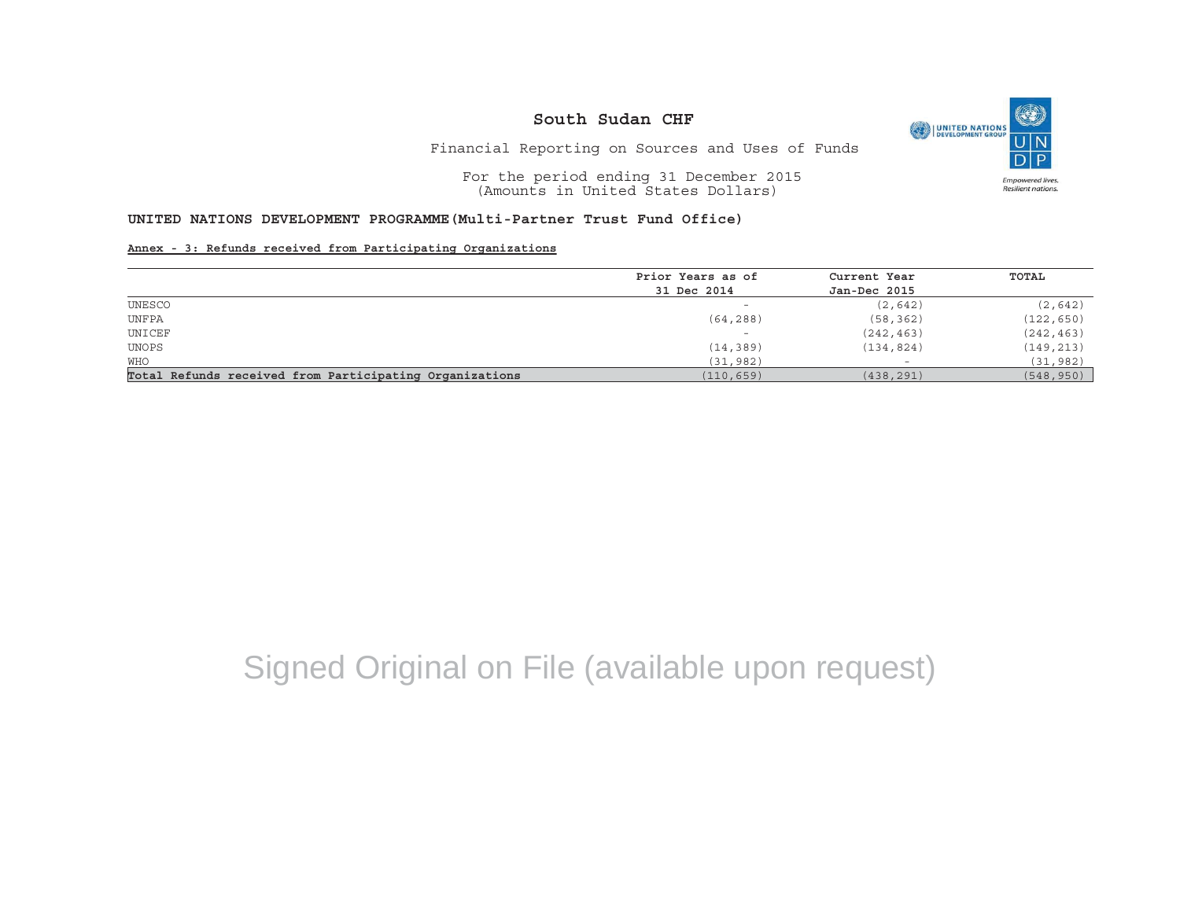# South Sudan CHF

Financial Reporting on Sources and Uses of Funds

For the period ending 31 December 2015
(Amounts in United States Dollars)

**UNITED NATIONS DEVELOPMENT PROGRAMME(Multi-Partner Trust Fund Office)**

**Annex - 3: Refunds received from Participating Organizations**

| | Prior Years as of 31 Dec 2014 | Current Year Jan-Dec 2015 | TOTAL |
|---|---|---|---|
| UNESCO | - | (2,642) | (2,642) |
| UNFPA | (64,288) | (58,362) | (122,650) |
| UNICEF | - | (242,463) | (242,463) |
| UNOPS | (14,389) | (134,824) | (149,213) |
| WHO | (31,982) | - | (31,982) |
| **Total Refunds received from Participating Organizations** | (110,659) | (438,291) | (548,950) |

Signed Original on File (available upon request)